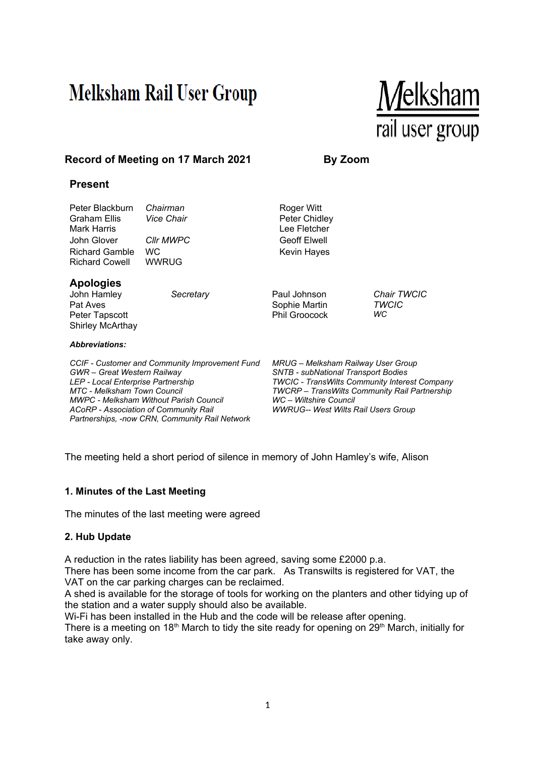# Melksham Rail User Group

**Record of Meeting on 17 March 2021 — By Zoom**

## Present

| | | |
|---|---|---|
| Peter Blackburn | *Chairman* | Roger Witt |
| Graham Ellis | *Vice Chair* | Peter Chidley |
| Mark Harris | | Lee Fletcher |
| John Glover | *Cllr MWPC* | Geoff Elwell |
| Richard Gamble | WC | Kevin Hayes |
| Richard Cowell | WWRUG | |

## Apologies

| | | | |
|---|---|---|---|
| John Hamley | *Secretary* | Paul Johnson | *Chair TWCIC* |
| Pat Aves | | Sophie Martin | *TWCIC* |
| Peter Tapscott | | Phil Groocock | *WC* |
| Shirley McArthay | | | |

***Abbreviations:***

*CCIF - Customer and Community Improvement Fund*
*GWR – Great Western Railway*
*LEP - Local Enterprise Partnership*
*MTC - Melksham Town Council*
*MWPC - Melksham Without Parish Council*
*ACoRP - Association of Community Rail Partnerships, -now CRN, Community Rail Network*
*MRUG – Melksham Railway User Group*
*SNTB - subNational Transport Bodies*
*TWCIC - TransWilts Community Interest Company*
*TWCRP – TransWilts Community Rail Partnership*
*WC – Wiltshire Council*
*WWRUG-- West Wilts Rail Users Group*

The meeting held a short period of silence in memory of John Hamley's wife, Alison

### 1. Minutes of the Last Meeting

The minutes of the last meeting were agreed

### 2. Hub Update

A reduction in the rates liability has been agreed, saving some £2000 p.a.
There has been some income from the car park. As Transwilts is registered for VAT, the VAT on the car parking charges can be reclaimed.
A shed is available for the storage of tools for working on the planters and other tidying up of the station and a water supply should also be available.
Wi-Fi has been installed in the Hub and the code will be release after opening.
There is a meeting on 18th March to tidy the site ready for opening on 29th March, initially for take away only.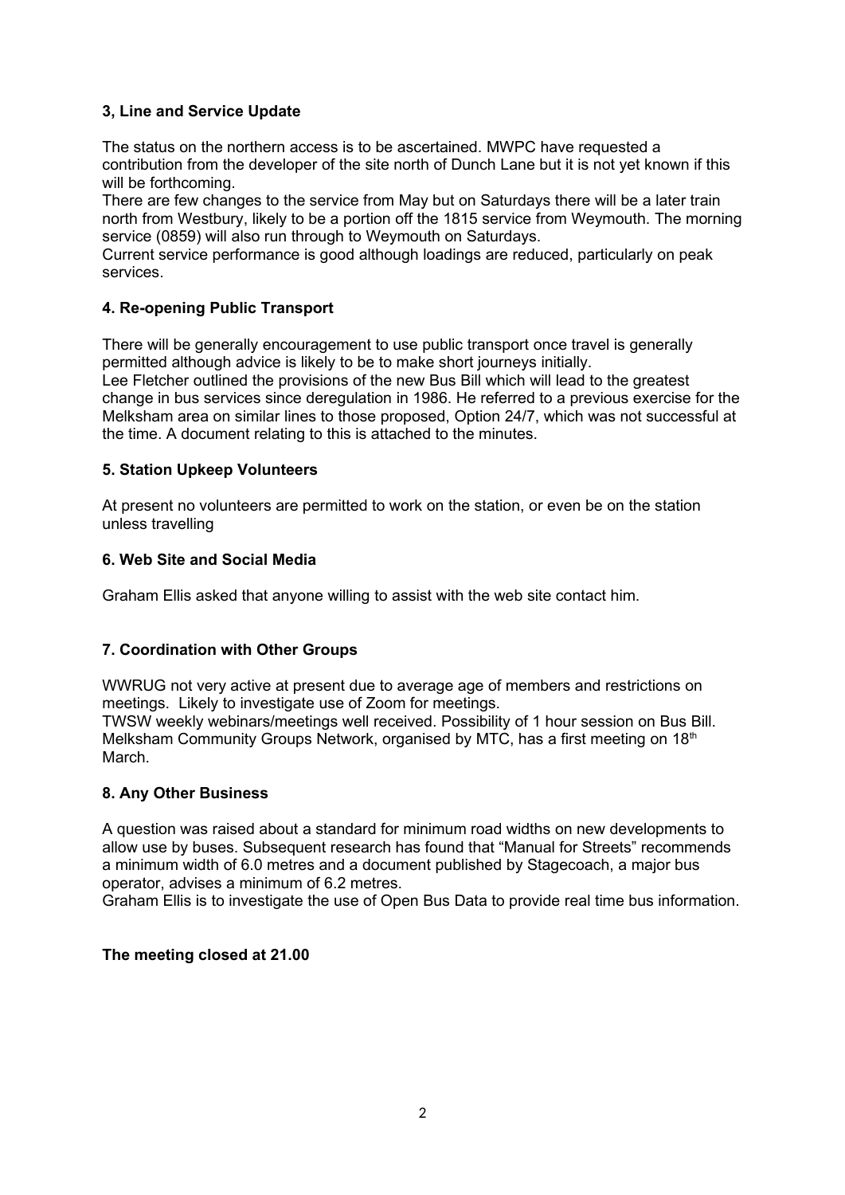### 3, Line and Service Update

The status on the northern access is to be ascertained. MWPC have requested a contribution from the developer of the site north of Dunch Lane but it is not yet known if this will be forthcoming.
There are few changes to the service from May but on Saturdays there will be a later train north from Westbury, likely to be a portion off the 1815 service from Weymouth. The morning service (0859) will also run through to Weymouth on Saturdays.
Current service performance is good although loadings are reduced, particularly on peak services.

### 4. Re-opening Public Transport

There will be generally encouragement to use public transport once travel is generally permitted although advice is likely to be to make short journeys initially.
Lee Fletcher outlined the provisions of the new Bus Bill which will lead to the greatest change in bus services since deregulation in 1986. He referred to a previous exercise for the Melksham area on similar lines to those proposed, Option 24/7, which was not successful at the time. A document relating to this is attached to the minutes.

### 5. Station Upkeep Volunteers

At present no volunteers are permitted to work on the station, or even be on the station unless travelling

### 6. Web Site and Social Media

Graham Ellis asked that anyone willing to assist with the web site contact him.

### 7. Coordination with Other Groups

WWRUG not very active at present due to average age of members and restrictions on meetings. Likely to investigate use of Zoom for meetings.
TWSW weekly webinars/meetings well received. Possibility of 1 hour session on Bus Bill.
Melksham Community Groups Network, organised by MTC, has a first meeting on 18th March.

### 8. Any Other Business

A question was raised about a standard for minimum road widths on new developments to allow use by buses. Subsequent research has found that "Manual for Streets" recommends a minimum width of 6.0 metres and a document published by Stagecoach, a major bus operator, advises a minimum of 6.2 metres.
Graham Ellis is to investigate the use of Open Bus Data to provide real time bus information.

**The meeting closed at 21.00**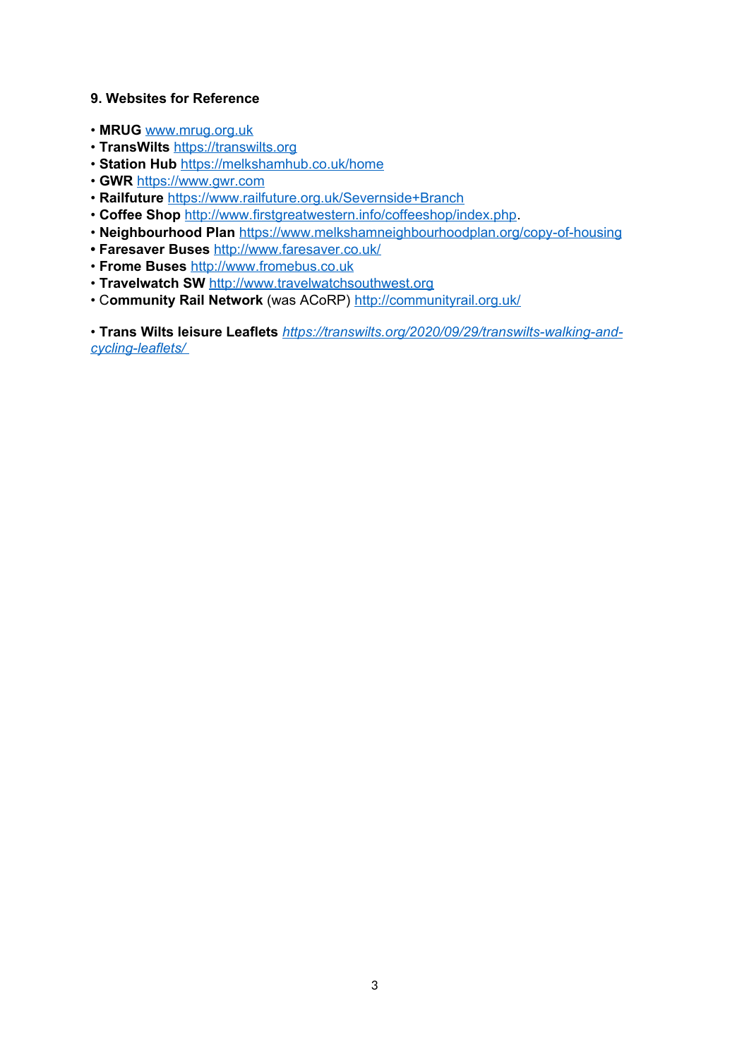**9. Websites for Reference**

- **MRUG** www.mrug.org.uk
- **TransWilts** https://transwilts.org
- **Station Hub** https://melkshamhub.co.uk/home
- **GWR** https://www.gwr.com
- **Railfuture** https://www.railfuture.org.uk/Severnside+Branch
- **Coffee Shop** http://www.firstgreatwestern.info/coffeeshop/index.php.
- **Neighbourhood Plan** https://www.melkshamneighbourhoodplan.org/copy-of-housing
- **Faresaver Buses** http://www.faresaver.co.uk/
- **Frome Buses** http://www.fromebus.co.uk
- **Travelwatch SW** http://www.travelwatchsouthwest.org
- **Community Rail Network** (was ACoRP) http://communityrail.org.uk/

- **Trans Wilts leisure Leaflets** *https://transwilts.org/2020/09/29/transwilts-walking-and-cycling-leaflets/*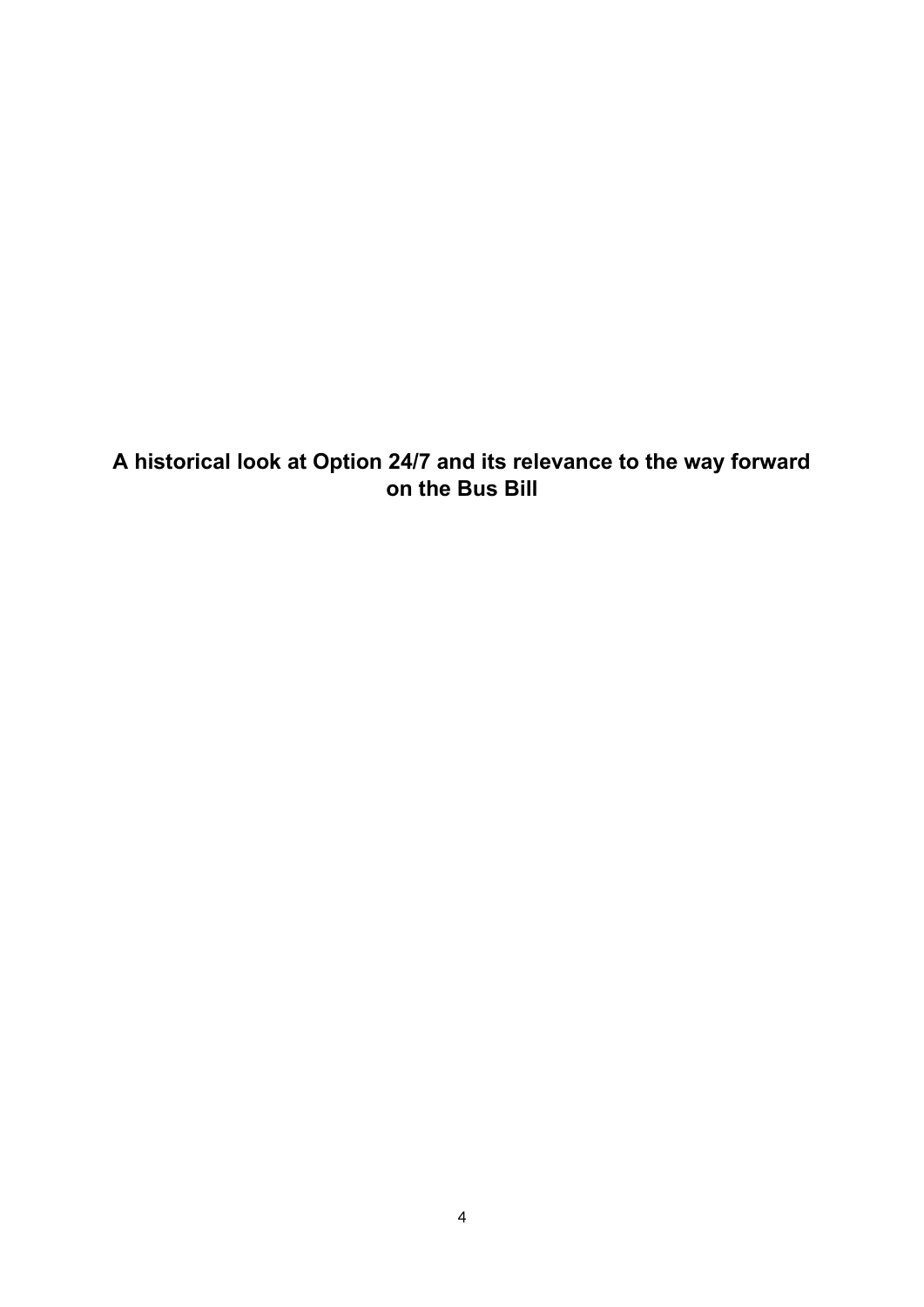# A historical look at Option 24/7 and its relevance to the way forward on the Bus Bill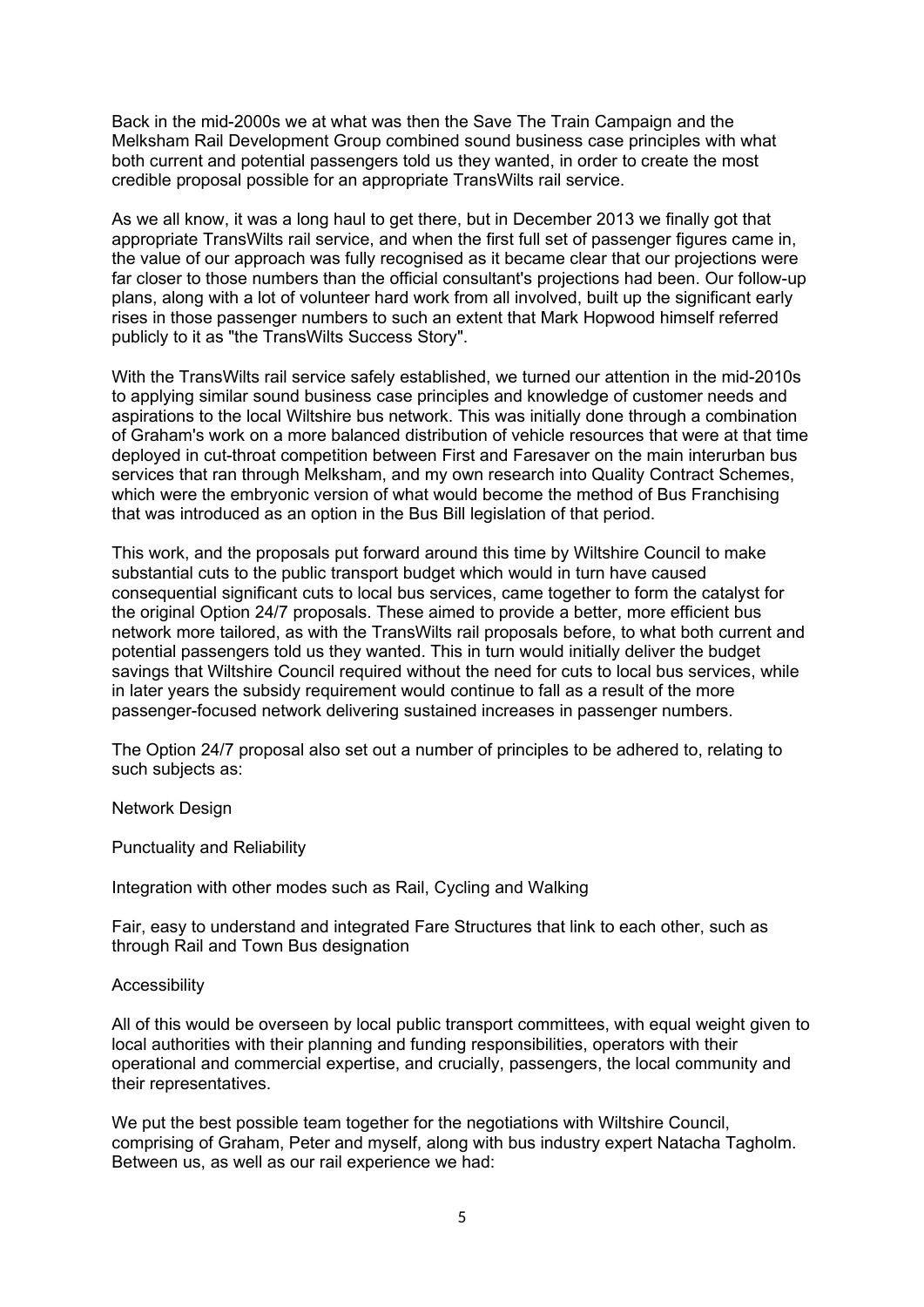Back in the mid-2000s we at what was then the Save The Train Campaign and the Melksham Rail Development Group combined sound business case principles with what both current and potential passengers told us they wanted, in order to create the most credible proposal possible for an appropriate TransWilts rail service.

As we all know, it was a long haul to get there, but in December 2013 we finally got that appropriate TransWilts rail service, and when the first full set of passenger figures came in, the value of our approach was fully recognised as it became clear that our projections were far closer to those numbers than the official consultant's projections had been. Our follow-up plans, along with a lot of volunteer hard work from all involved, built up the significant early rises in those passenger numbers to such an extent that Mark Hopwood himself referred publicly to it as "the TransWilts Success Story".

With the TransWilts rail service safely established, we turned our attention in the mid-2010s to applying similar sound business case principles and knowledge of customer needs and aspirations to the local Wiltshire bus network. This was initially done through a combination of Graham's work on a more balanced distribution of vehicle resources that were at that time deployed in cut-throat competition between First and Faresaver on the main interurban bus services that ran through Melksham, and my own research into Quality Contract Schemes, which were the embryonic version of what would become the method of Bus Franchising that was introduced as an option in the Bus Bill legislation of that period.

This work, and the proposals put forward around this time by Wiltshire Council to make substantial cuts to the public transport budget which would in turn have caused consequential significant cuts to local bus services, came together to form the catalyst for the original Option 24/7 proposals. These aimed to provide a better, more efficient bus network more tailored, as with the TransWilts rail proposals before, to what both current and potential passengers told us they wanted. This in turn would initially deliver the budget savings that Wiltshire Council required without the need for cuts to local bus services, while in later years the subsidy requirement would continue to fall as a result of the more passenger-focused network delivering sustained increases in passenger numbers.

The Option 24/7 proposal also set out a number of principles to be adhered to, relating to such subjects as:

Network Design

Punctuality and Reliability

Integration with other modes such as Rail, Cycling and Walking

Fair, easy to understand and integrated Fare Structures that link to each other, such as through Rail and Town Bus designation

Accessibility

All of this would be overseen by local public transport committees, with equal weight given to local authorities with their planning and funding responsibilities, operators with their operational and commercial expertise, and crucially, passengers, the local community and their representatives.

We put the best possible team together for the negotiations with Wiltshire Council, comprising of Graham, Peter and myself, along with bus industry expert Natacha Tagholm. Between us, as well as our rail experience we had: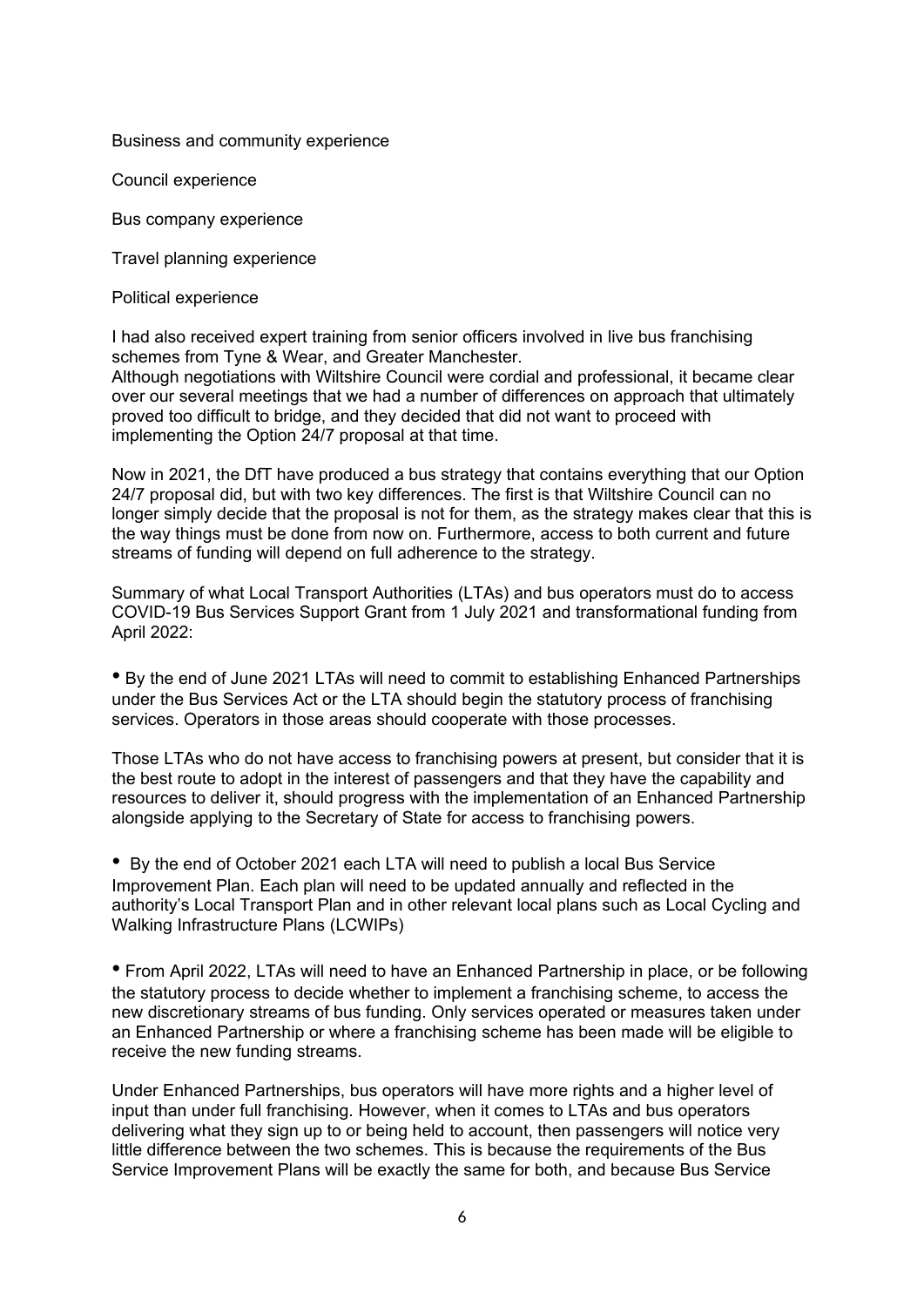Business and community experience

Council experience

Bus company experience

Travel planning experience

Political experience

I had also received expert training from senior officers involved in live bus franchising schemes from Tyne & Wear, and Greater Manchester.
Although negotiations with Wiltshire Council were cordial and professional, it became clear over our several meetings that we had a number of differences on approach that ultimately proved too difficult to bridge, and they decided that did not want to proceed with implementing the Option 24/7 proposal at that time.

Now in 2021, the DfT have produced a bus strategy that contains everything that our Option 24/7 proposal did, but with two key differences. The first is that Wiltshire Council can no longer simply decide that the proposal is not for them, as the strategy makes clear that this is the way things must be done from now on. Furthermore, access to both current and future streams of funding will depend on full adherence to the strategy.

Summary of what Local Transport Authorities (LTAs) and bus operators must do to access COVID-19 Bus Services Support Grant from 1 July 2021 and transformational funding from April 2022:

- By the end of June 2021 LTAs will need to commit to establishing Enhanced Partnerships under the Bus Services Act or the LTA should begin the statutory process of franchising services. Operators in those areas should cooperate with those processes.

Those LTAs who do not have access to franchising powers at present, but consider that it is the best route to adopt in the interest of passengers and that they have the capability and resources to deliver it, should progress with the implementation of an Enhanced Partnership alongside applying to the Secretary of State for access to franchising powers.

- By the end of October 2021 each LTA will need to publish a local Bus Service Improvement Plan. Each plan will need to be updated annually and reflected in the authority's Local Transport Plan and in other relevant local plans such as Local Cycling and Walking Infrastructure Plans (LCWIPs)

- From April 2022, LTAs will need to have an Enhanced Partnership in place, or be following the statutory process to decide whether to implement a franchising scheme, to access the new discretionary streams of bus funding. Only services operated or measures taken under an Enhanced Partnership or where a franchising scheme has been made will be eligible to receive the new funding streams.

Under Enhanced Partnerships, bus operators will have more rights and a higher level of input than under full franchising. However, when it comes to LTAs and bus operators delivering what they sign up to or being held to account, then passengers will notice very little difference between the two schemes. This is because the requirements of the Bus Service Improvement Plans will be exactly the same for both, and because Bus Service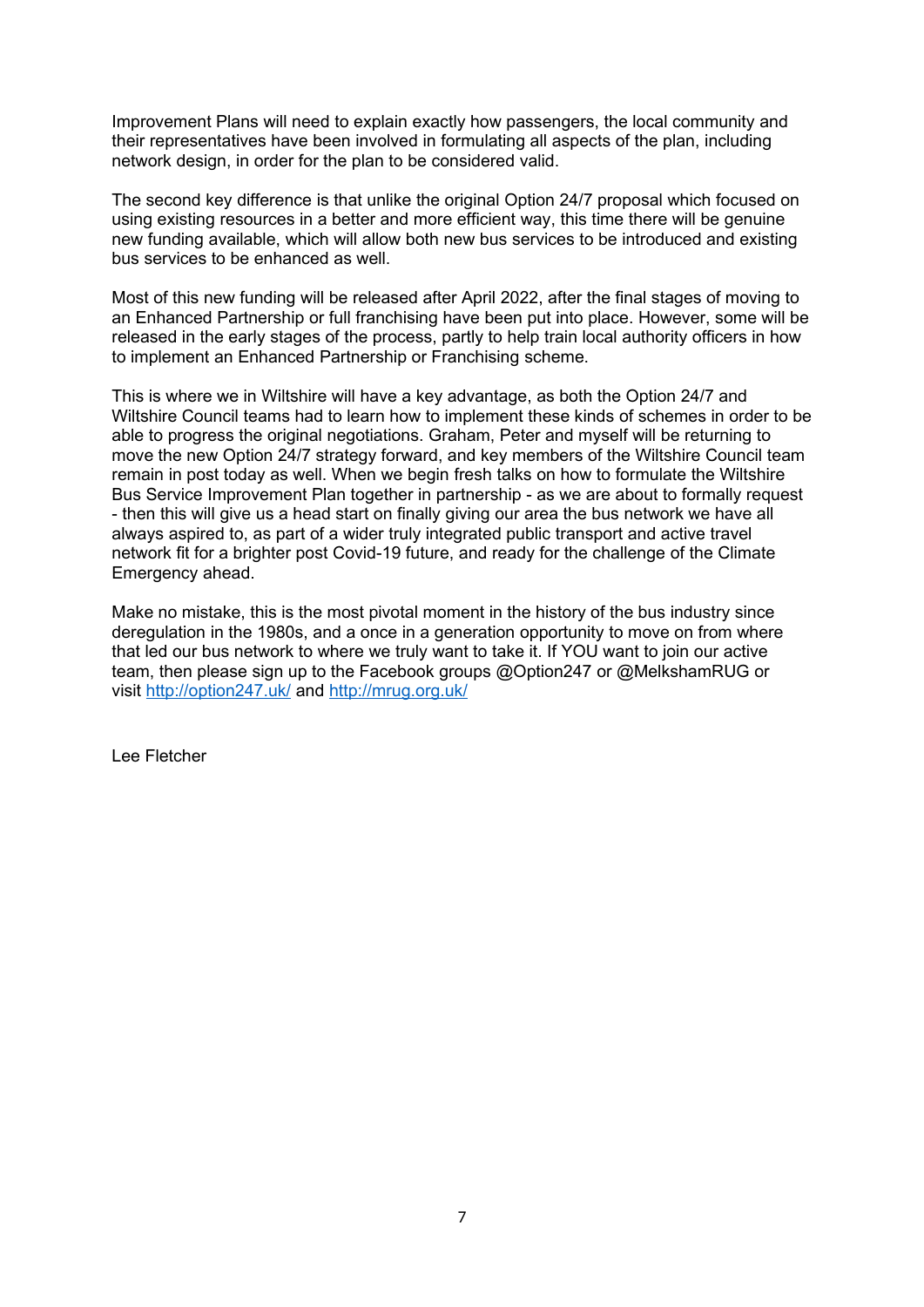Improvement Plans will need to explain exactly how passengers, the local community and their representatives have been involved in formulating all aspects of the plan, including network design, in order for the plan to be considered valid.

The second key difference is that unlike the original Option 24/7 proposal which focused on using existing resources in a better and more efficient way, this time there will be genuine new funding available, which will allow both new bus services to be introduced and existing bus services to be enhanced as well.

Most of this new funding will be released after April 2022, after the final stages of moving to an Enhanced Partnership or full franchising have been put into place. However, some will be released in the early stages of the process, partly to help train local authority officers in how to implement an Enhanced Partnership or Franchising scheme.

This is where we in Wiltshire will have a key advantage, as both the Option 24/7 and Wiltshire Council teams had to learn how to implement these kinds of schemes in order to be able to progress the original negotiations. Graham, Peter and myself will be returning to move the new Option 24/7 strategy forward, and key members of the Wiltshire Council team remain in post today as well. When we begin fresh talks on how to formulate the Wiltshire Bus Service Improvement Plan together in partnership - as we are about to formally request - then this will give us a head start on finally giving our area the bus network we have all always aspired to, as part of a wider truly integrated public transport and active travel network fit for a brighter post Covid-19 future, and ready for the challenge of the Climate Emergency ahead.

Make no mistake, this is the most pivotal moment in the history of the bus industry since deregulation in the 1980s, and a once in a generation opportunity to move on from where that led our bus network to where we truly want to take it. If YOU want to join our active team, then please sign up to the Facebook groups @Option247 or @MelkshamRUG or visit [http://option247.uk/](http://option247.uk/) and [http://mrug.org.uk/](http://mrug.org.uk/)

Lee Fletcher